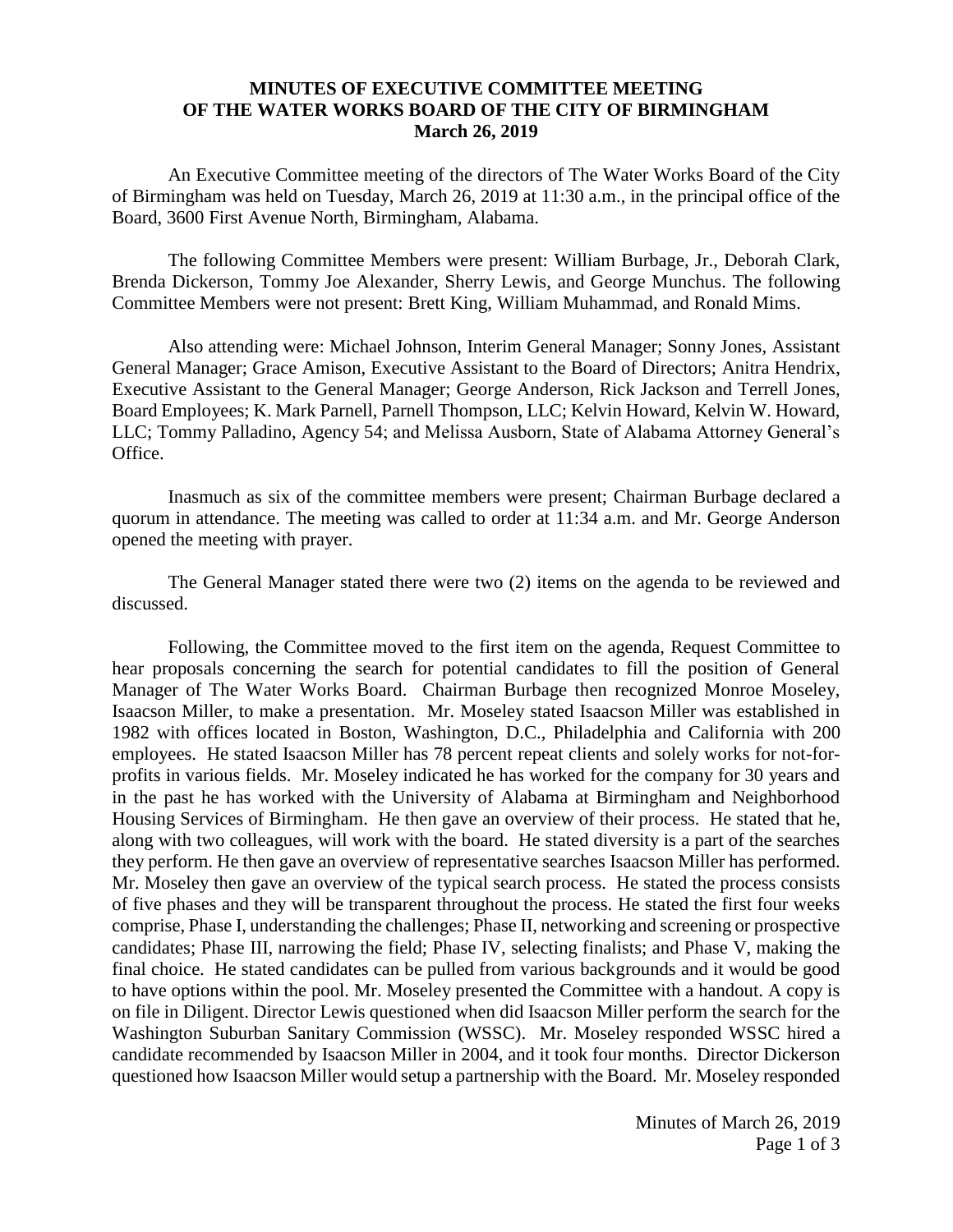**MINUTES OF EXECUTIVE COMMITTEE MEETING**
**OF THE WATER WORKS BOARD OF THE CITY OF BIRMINGHAM**
**March 26, 2019**

An Executive Committee meeting of the directors of The Water Works Board of the City of Birmingham was held on Tuesday, March 26, 2019 at 11:30 a.m., in the principal office of the Board, 3600 First Avenue North, Birmingham, Alabama.

The following Committee Members were present: William Burbage, Jr., Deborah Clark, Brenda Dickerson, Tommy Joe Alexander, Sherry Lewis, and George Munchus. The following Committee Members were not present: Brett King, William Muhammad, and Ronald Mims.

Also attending were: Michael Johnson, Interim General Manager; Sonny Jones, Assistant General Manager; Grace Amison, Executive Assistant to the Board of Directors; Anitra Hendrix, Executive Assistant to the General Manager; George Anderson, Rick Jackson and Terrell Jones, Board Employees; K. Mark Parnell, Parnell Thompson, LLC; Kelvin Howard, Kelvin W. Howard, LLC; Tommy Palladino, Agency 54; and Melissa Ausborn, State of Alabama Attorney General's Office.

Inasmuch as six of the committee members were present; Chairman Burbage declared a quorum in attendance. The meeting was called to order at 11:34 a.m. and Mr. George Anderson opened the meeting with prayer.

The General Manager stated there were two (2) items on the agenda to be reviewed and discussed.

Following, the Committee moved to the first item on the agenda, Request Committee to hear proposals concerning the search for potential candidates to fill the position of General Manager of The Water Works Board. Chairman Burbage then recognized Monroe Moseley, Isaacson Miller, to make a presentation. Mr. Moseley stated Isaacson Miller was established in 1982 with offices located in Boston, Washington, D.C., Philadelphia and California with 200 employees. He stated Isaacson Miller has 78 percent repeat clients and solely works for not-for-profits in various fields. Mr. Moseley indicated he has worked for the company for 30 years and in the past he has worked with the University of Alabama at Birmingham and Neighborhood Housing Services of Birmingham. He then gave an overview of their process. He stated that he, along with two colleagues, will work with the board. He stated diversity is a part of the searches they perform. He then gave an overview of representative searches Isaacson Miller has performed. Mr. Moseley then gave an overview of the typical search process. He stated the process consists of five phases and they will be transparent throughout the process. He stated the first four weeks comprise, Phase I, understanding the challenges; Phase II, networking and screening or prospective candidates; Phase III, narrowing the field; Phase IV, selecting finalists; and Phase V, making the final choice. He stated candidates can be pulled from various backgrounds and it would be good to have options within the pool. Mr. Moseley presented the Committee with a handout. A copy is on file in Diligent. Director Lewis questioned when did Isaacson Miller perform the search for the Washington Suburban Sanitary Commission (WSSC). Mr. Moseley responded WSSC hired a candidate recommended by Isaacson Miller in 2004, and it took four months. Director Dickerson questioned how Isaacson Miller would setup a partnership with the Board. Mr. Moseley responded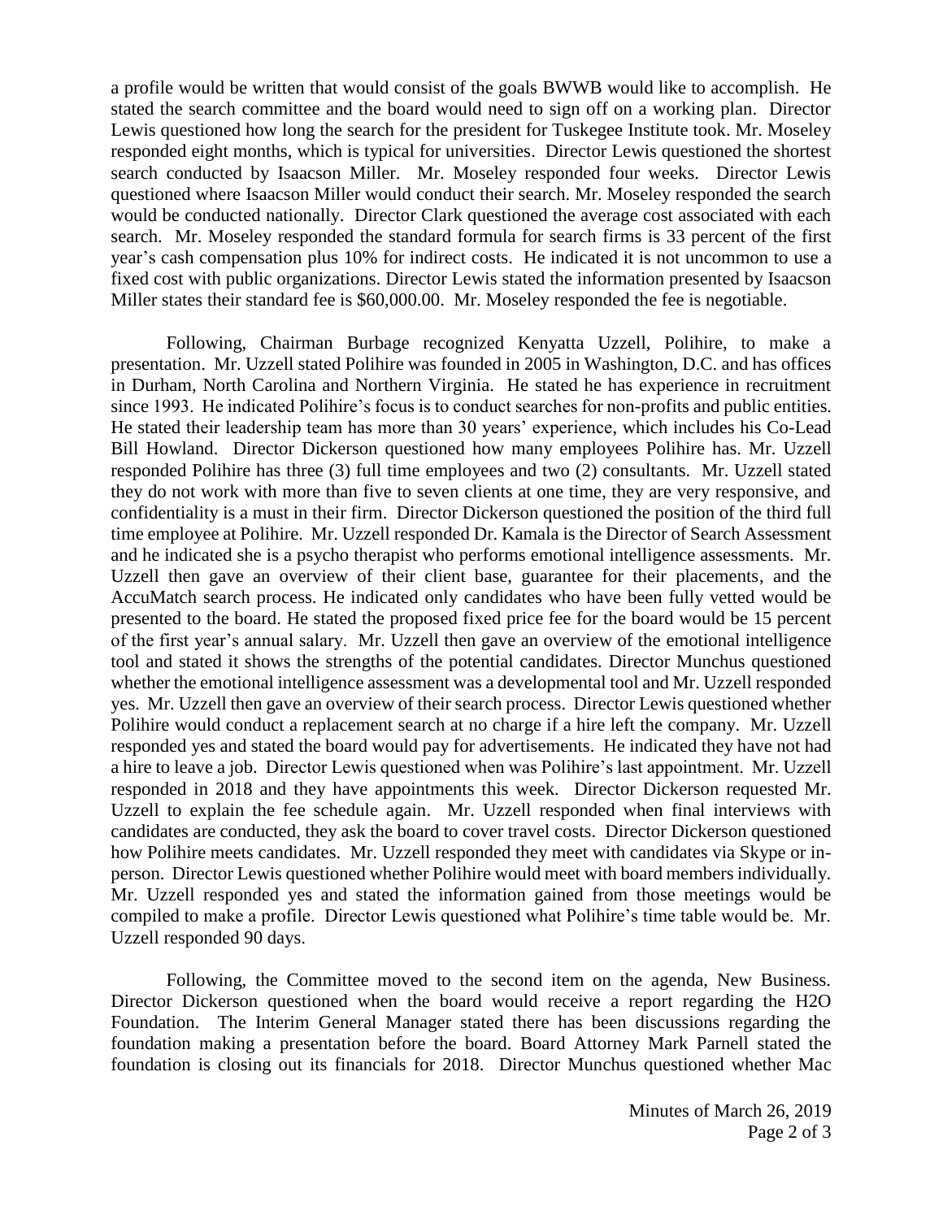a profile would be written that would consist of the goals BWWB would like to accomplish. He stated the search committee and the board would need to sign off on a working plan. Director Lewis questioned how long the search for the president for Tuskegee Institute took. Mr. Moseley responded eight months, which is typical for universities. Director Lewis questioned the shortest search conducted by Isaacson Miller. Mr. Moseley responded four weeks. Director Lewis questioned where Isaacson Miller would conduct their search. Mr. Moseley responded the search would be conducted nationally. Director Clark questioned the average cost associated with each search. Mr. Moseley responded the standard formula for search firms is 33 percent of the first year's cash compensation plus 10% for indirect costs. He indicated it is not uncommon to use a fixed cost with public organizations. Director Lewis stated the information presented by Isaacson Miller states their standard fee is $60,000.00. Mr. Moseley responded the fee is negotiable.

Following, Chairman Burbage recognized Kenyatta Uzzell, Polihire, to make a presentation. Mr. Uzzell stated Polihire was founded in 2005 in Washington, D.C. and has offices in Durham, North Carolina and Northern Virginia. He stated he has experience in recruitment since 1993. He indicated Polihire's focus is to conduct searches for non-profits and public entities. He stated their leadership team has more than 30 years' experience, which includes his Co-Lead Bill Howland. Director Dickerson questioned how many employees Polihire has. Mr. Uzzell responded Polihire has three (3) full time employees and two (2) consultants. Mr. Uzzell stated they do not work with more than five to seven clients at one time, they are very responsive, and confidentiality is a must in their firm. Director Dickerson questioned the position of the third full time employee at Polihire. Mr. Uzzell responded Dr. Kamala is the Director of Search Assessment and he indicated she is a psycho therapist who performs emotional intelligence assessments. Mr. Uzzell then gave an overview of their client base, guarantee for their placements, and the AccuMatch search process. He indicated only candidates who have been fully vetted would be presented to the board. He stated the proposed fixed price fee for the board would be 15 percent of the first year's annual salary. Mr. Uzzell then gave an overview of the emotional intelligence tool and stated it shows the strengths of the potential candidates. Director Munchus questioned whether the emotional intelligence assessment was a developmental tool and Mr. Uzzell responded yes. Mr. Uzzell then gave an overview of their search process. Director Lewis questioned whether Polihire would conduct a replacement search at no charge if a hire left the company. Mr. Uzzell responded yes and stated the board would pay for advertisements. He indicated they have not had a hire to leave a job. Director Lewis questioned when was Polihire's last appointment. Mr. Uzzell responded in 2018 and they have appointments this week. Director Dickerson requested Mr. Uzzell to explain the fee schedule again. Mr. Uzzell responded when final interviews with candidates are conducted, they ask the board to cover travel costs. Director Dickerson questioned how Polihire meets candidates. Mr. Uzzell responded they meet with candidates via Skype or in-person. Director Lewis questioned whether Polihire would meet with board members individually. Mr. Uzzell responded yes and stated the information gained from those meetings would be compiled to make a profile. Director Lewis questioned what Polihire's time table would be. Mr. Uzzell responded 90 days.

Following, the Committee moved to the second item on the agenda, New Business. Director Dickerson questioned when the board would receive a report regarding the H2O Foundation. The Interim General Manager stated there has been discussions regarding the foundation making a presentation before the board. Board Attorney Mark Parnell stated the foundation is closing out its financials for 2018. Director Munchus questioned whether Mac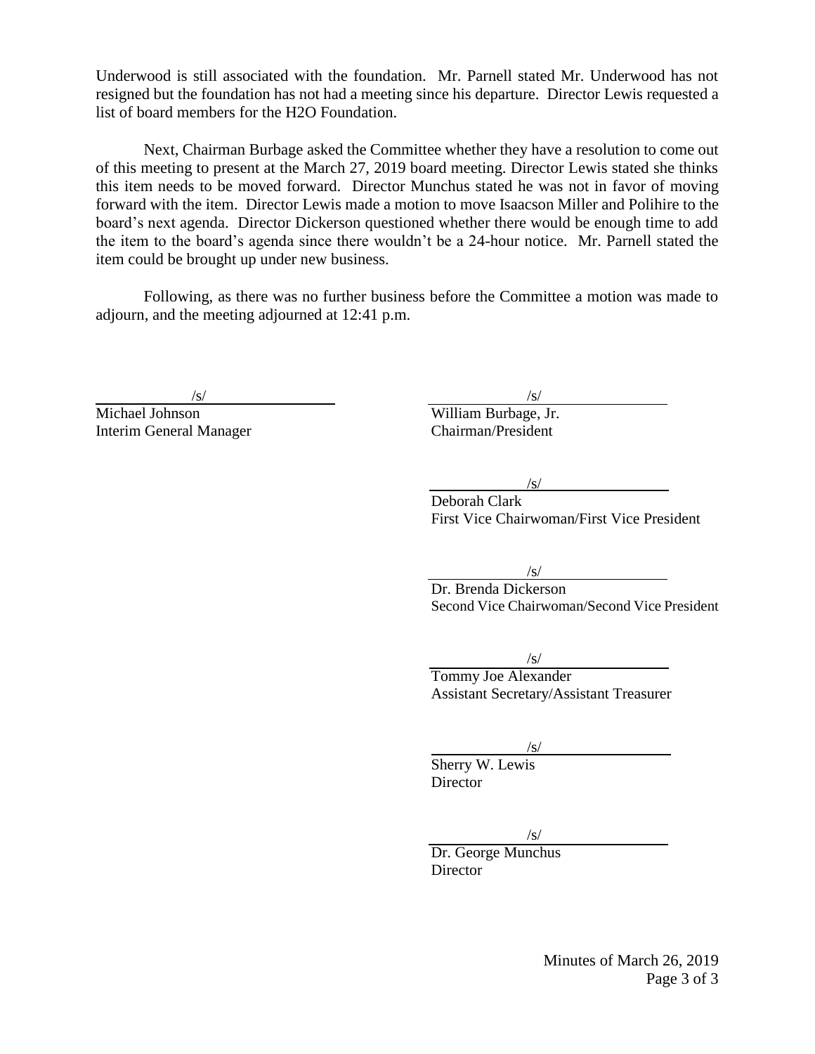Underwood is still associated with the foundation. Mr. Parnell stated Mr. Underwood has not resigned but the foundation has not had a meeting since his departure. Director Lewis requested a list of board members for the H2O Foundation.

Next, Chairman Burbage asked the Committee whether they have a resolution to come out of this meeting to present at the March 27, 2019 board meeting. Director Lewis stated she thinks this item needs to be moved forward. Director Munchus stated he was not in favor of moving forward with the item. Director Lewis made a motion to move Isaacson Miller and Polihire to the board's next agenda. Director Dickerson questioned whether there would be enough time to add the item to the board's agenda since there wouldn't be a 24-hour notice. Mr. Parnell stated the item could be brought up under new business.

Following, as there was no further business before the Committee a motion was made to adjourn, and the meeting adjourned at 12:41 p.m.

/s/
Michael Johnson
Interim General Manager

/s/
William Burbage, Jr.
Chairman/President

/s/
Deborah Clark
First Vice Chairwoman/First Vice President

/s/
Dr. Brenda Dickerson
Second Vice Chairwoman/Second Vice President

/s/
Tommy Joe Alexander
Assistant Secretary/Assistant Treasurer

/s/
Sherry W. Lewis
Director

/s/
Dr. George Munchus
Director

Minutes of March 26, 2019